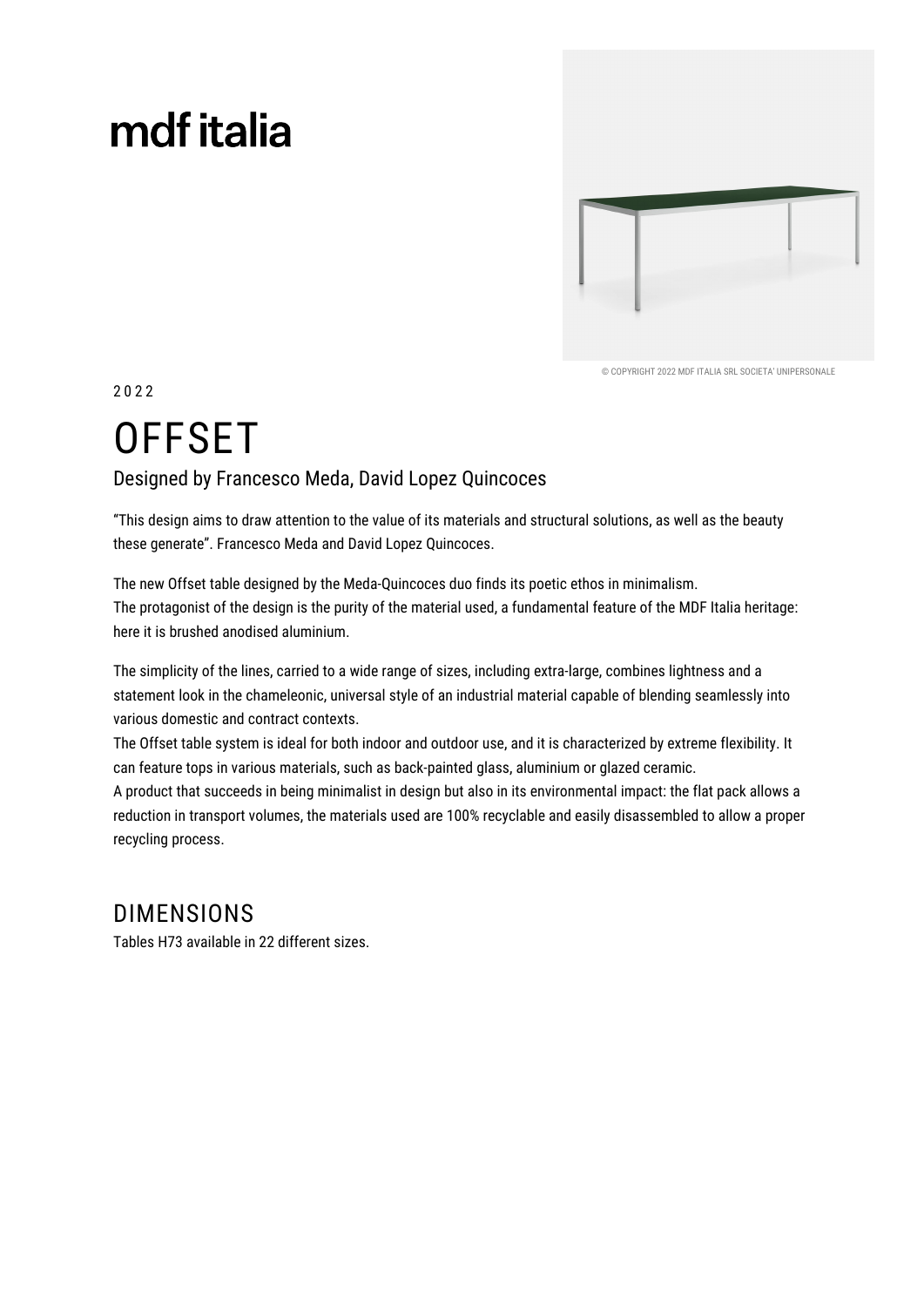# mdf italia

© COPYRIGHT 2022 MDF ITALIA SRL SOCIETA' UNIPERSONALE

2022

# OFFSET

## Designed by Francesco Meda, David Lopez Quincoces

"This design aims to draw attention to the value of its materials and structural solutions, as well as the beauty these generate". Francesco Meda and David Lopez Quincoces.

The new Offset table designed by the Meda-Quincoces duo finds its poetic ethos in minimalism.
The protagonist of the design is the purity of the material used, a fundamental feature of the MDF Italia heritage: here it is brushed anodised aluminium.

The simplicity of the lines, carried to a wide range of sizes, including extra-large, combines lightness and a statement look in the chameleonic, universal style of an industrial material capable of blending seamlessly into various domestic and contract contexts.
The Offset table system is ideal for both indoor and outdoor use, and it is characterized by extreme flexibility. It can feature tops in various materials, such as back-painted glass, aluminium or glazed ceramic.
A product that succeeds in being minimalist in design but also in its environmental impact: the flat pack allows a reduction in transport volumes, the materials used are 100% recyclable and easily disassembled to allow a proper recycling process.

## DIMENSIONS

Tables H73 available in 22 different sizes.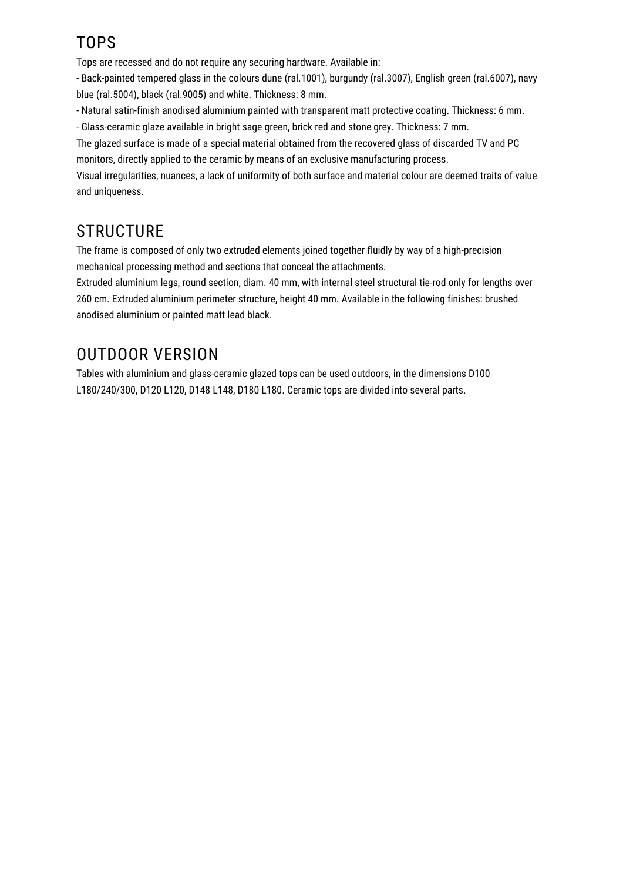## TOPS

Tops are recessed and do not require any securing hardware. Available in:

- Back-painted tempered glass in the colours dune (ral.1001), burgundy (ral.3007), English green (ral.6007), navy blue (ral.5004), black (ral.9005) and white. Thickness: 8 mm.
- Natural satin-finish anodised aluminium painted with transparent matt protective coating. Thickness: 6 mm.
- Glass-ceramic glaze available in bright sage green, brick red and stone grey. Thickness: 7 mm.

The glazed surface is made of a special material obtained from the recovered glass of discarded TV and PC monitors, directly applied to the ceramic by means of an exclusive manufacturing process.

Visual irregularities, nuances, a lack of uniformity of both surface and material colour are deemed traits of value and uniqueness.

## STRUCTURE

The frame is composed of only two extruded elements joined together fluidly by way of a high-precision mechanical processing method and sections that conceal the attachments.

Extruded aluminium legs, round section, diam. 40 mm, with internal steel structural tie-rod only for lengths over 260 cm. Extruded aluminium perimeter structure, height 40 mm. Available in the following finishes: brushed anodised aluminium or painted matt lead black.

## OUTDOOR VERSION

Tables with aluminium and glass-ceramic glazed tops can be used outdoors, in the dimensions D100 L180/240/300, D120 L120, D148 L148, D180 L180. Ceramic tops are divided into several parts.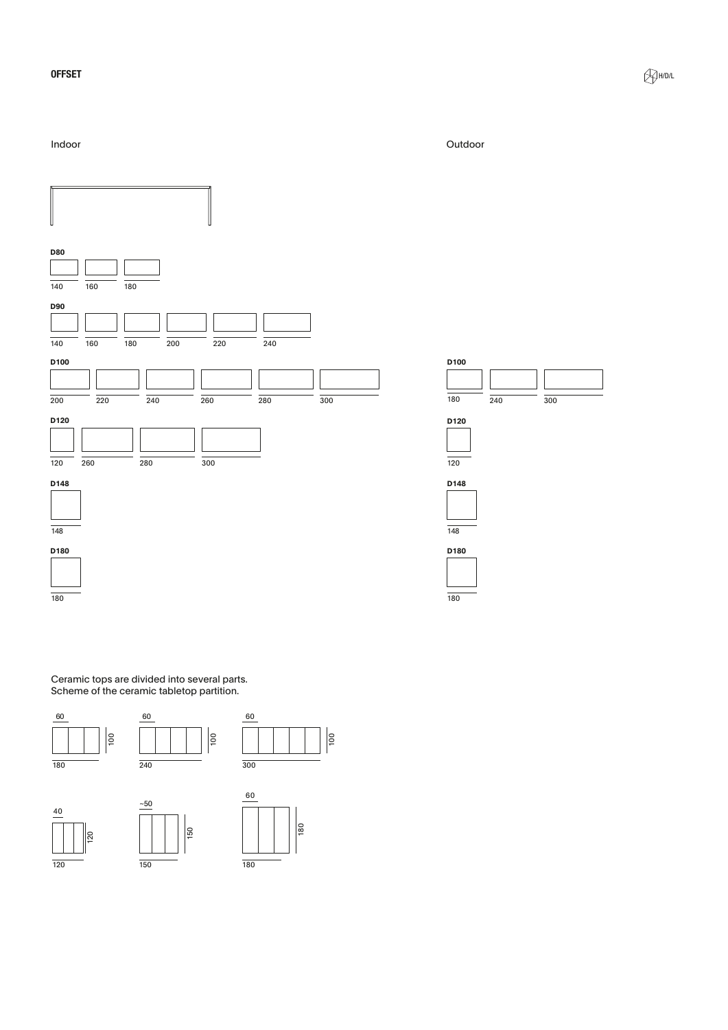**OFFSET**

H/D/L

## Indoor

**D80**

140 | 160 | 180

**D90**

140 | 160 | 180 | 200 | 220 | 240

**D100**

200 | 220 | 240 | 260 | 280 | 300

**D120**

120 | 260 | 280 | 300

**D148**

148

**D180**

180

## Outdoor

**D100**

180 | 240 | 300

**D120**

120

**D148**

148

**D180**

180

Ceramic tops are divided into several parts.
Scheme of the ceramic tabletop partition.

60 / 100 / 180

60 / 100 / 240

60 / 100 / 300

40 / 120 / 120

~50 / 150 / 150

60 / 180 / 180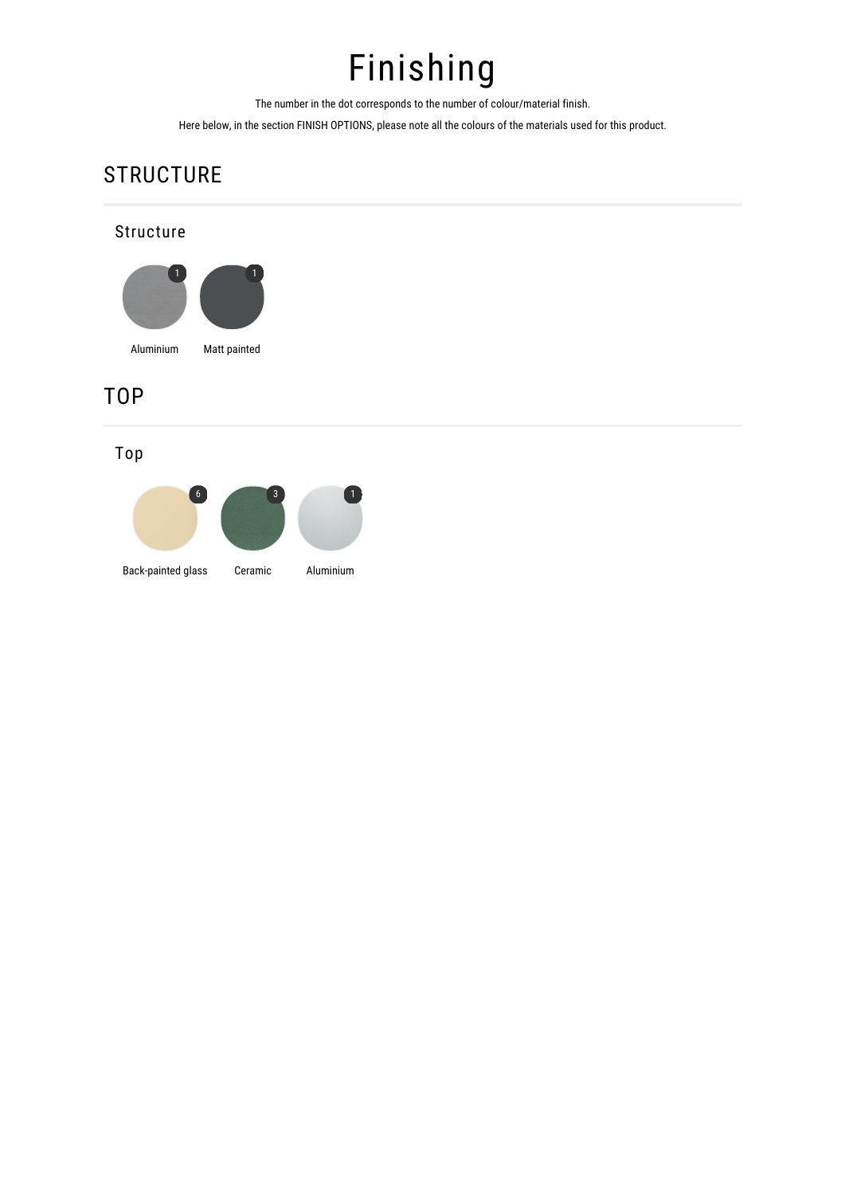# Finishing

The number in the dot corresponds to the number of colour/material finish.

Here below, in the section FINISH OPTIONS, please note all the colours of the materials used for this product.

## STRUCTURE

### Structure

- Aluminium (1)
- Matt painted (1)

## TOP

### Top

- Back-painted glass (6)
- Ceramic (3)
- Aluminium (1)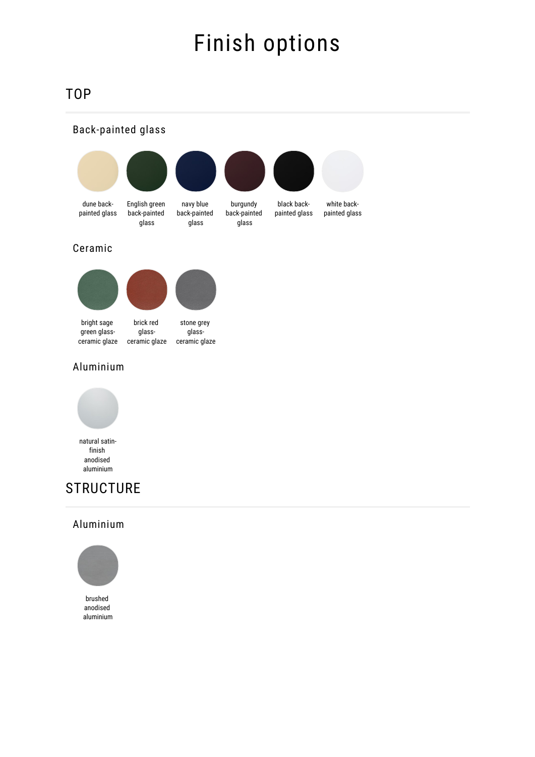# Finish options

## TOP

### Back-painted glass

- dune back-painted glass
- English green back-painted glass
- navy blue back-painted glass
- burgundy back-painted glass
- black back-painted glass
- white back-painted glass

### Ceramic

- bright sage green glass-ceramic glaze
- brick red glass-ceramic glaze
- stone grey glass-ceramic glaze

### Aluminium

- natural satin-finish anodised aluminium

## STRUCTURE

### Aluminium

- brushed anodised aluminium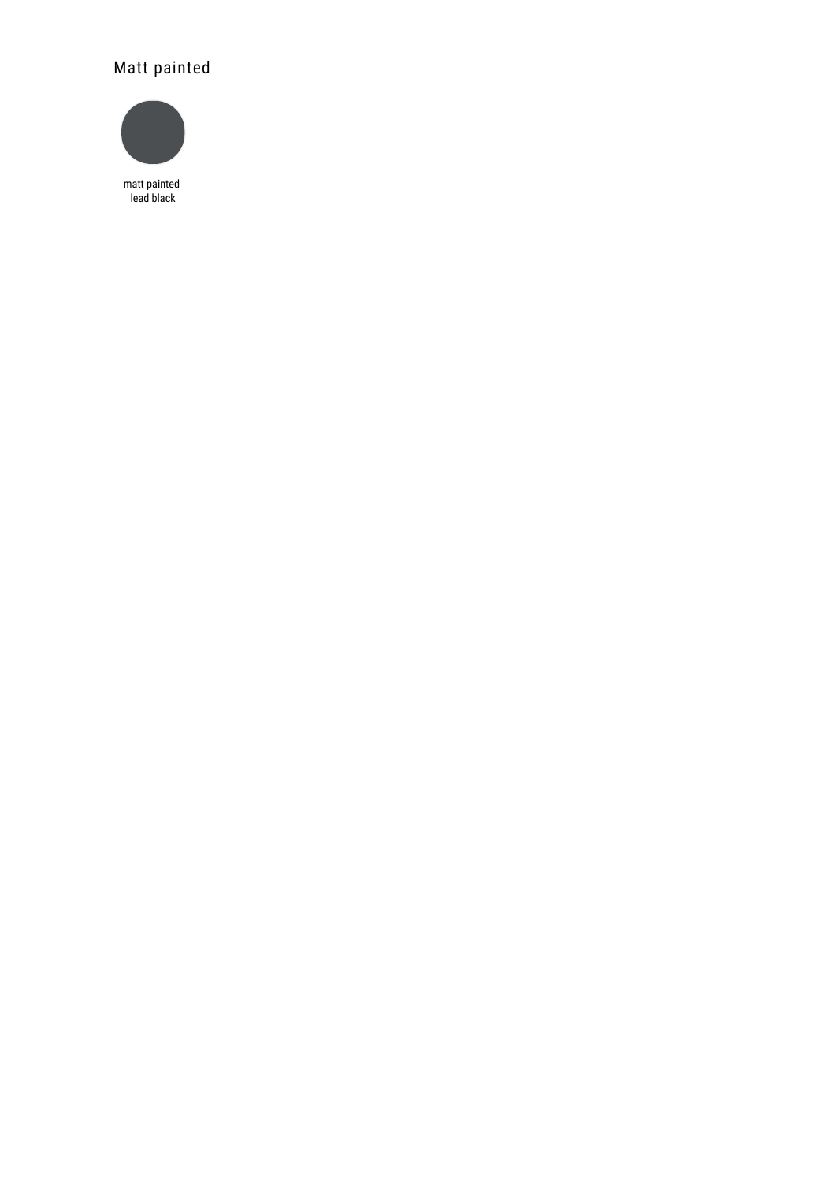## Matt painted

matt painted
lead black